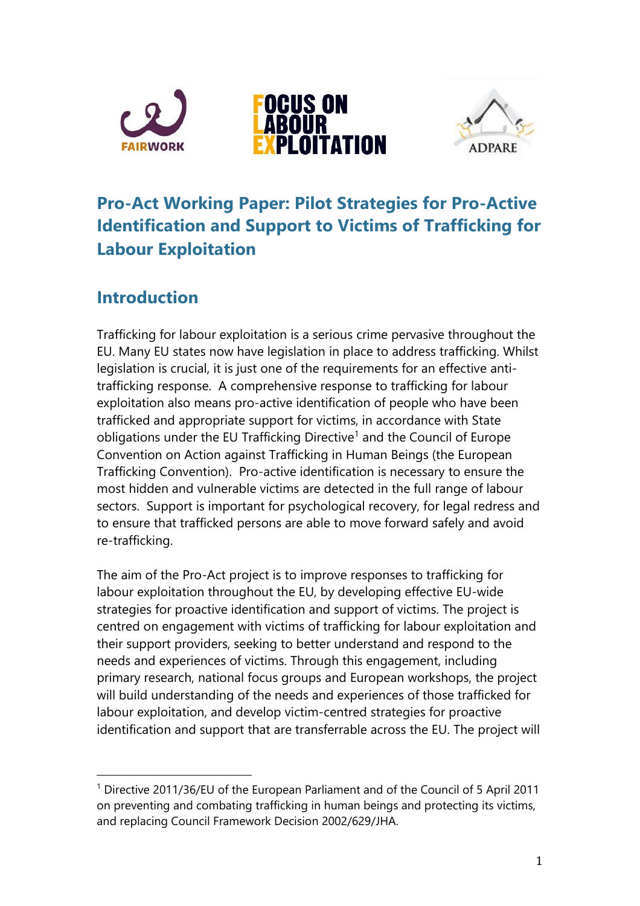# Pro-Act Working Paper: Pilot Strategies for Pro-Active Identification and Support to Victims of Trafficking for Labour Exploitation

## Introduction

Trafficking for labour exploitation is a serious crime pervasive throughout the EU. Many EU states now have legislation in place to address trafficking. Whilst legislation is crucial, it is just one of the requirements for an effective anti-trafficking response. A comprehensive response to trafficking for labour exploitation also means pro-active identification of people who have been trafficked and appropriate support for victims, in accordance with State obligations under the EU Trafficking Directive[1] and the Council of Europe Convention on Action against Trafficking in Human Beings (the European Trafficking Convention). Pro-active identification is necessary to ensure the most hidden and vulnerable victims are detected in the full range of labour sectors. Support is important for psychological recovery, for legal redress and to ensure that trafficked persons are able to move forward safely and avoid re-trafficking.

The aim of the Pro-Act project is to improve responses to trafficking for labour exploitation throughout the EU, by developing effective EU-wide strategies for proactive identification and support of victims. The project is centred on engagement with victims of trafficking for labour exploitation and their support providers, seeking to better understand and respond to the needs and experiences of victims. Through this engagement, including primary research, national focus groups and European workshops, the project will build understanding of the needs and experiences of those trafficked for labour exploitation, and develop victim-centred strategies for proactive identification and support that are transferrable across the EU. The project will

[1] Directive 2011/36/EU of the European Parliament and of the Council of 5 April 2011 on preventing and combating trafficking in human beings and protecting its victims, and replacing Council Framework Decision 2002/629/JHA.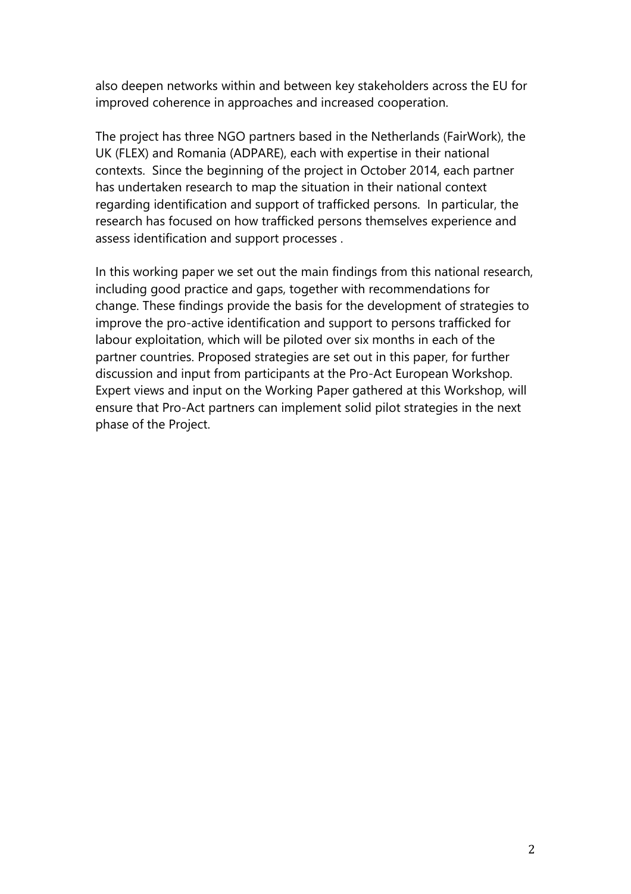also deepen networks within and between key stakeholders across the EU for improved coherence in approaches and increased cooperation.

The project has three NGO partners based in the Netherlands (FairWork), the UK (FLEX) and Romania (ADPARE), each with expertise in their national contexts. Since the beginning of the project in October 2014, each partner has undertaken research to map the situation in their national context regarding identification and support of trafficked persons. In particular, the research has focused on how trafficked persons themselves experience and assess identification and support processes .

In this working paper we set out the main findings from this national research, including good practice and gaps, together with recommendations for change. These findings provide the basis for the development of strategies to improve the pro-active identification and support to persons trafficked for labour exploitation, which will be piloted over six months in each of the partner countries. Proposed strategies are set out in this paper, for further discussion and input from participants at the Pro-Act European Workshop. Expert views and input on the Working Paper gathered at this Workshop, will ensure that Pro-Act partners can implement solid pilot strategies in the next phase of the Project.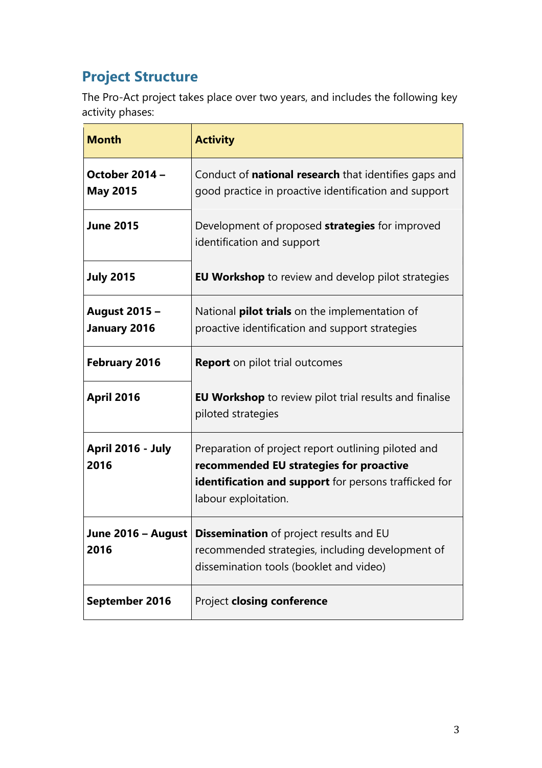## Project Structure

The Pro-Act project takes place over two years, and includes the following key activity phases:

| Month | Activity |
|---|---|
| **October 2014 – May 2015** | Conduct of **national research** that identifies gaps and good practice in proactive identification and support |
| **June 2015** | Development of proposed **strategies** for improved identification and support |
| **July 2015** | **EU Workshop** to review and develop pilot strategies |
| **August 2015 – January 2016** | National **pilot trials** on the implementation of proactive identification and support strategies |
| **February 2016** | **Report** on pilot trial outcomes |
| **April 2016** | **EU Workshop** to review pilot trial results and finalise piloted strategies |
| **April 2016 - July 2016** | Preparation of project report outlining piloted and **recommended EU strategies for proactive identification and support** for persons trafficked for labour exploitation. |
| **June 2016 – August 2016** | **Dissemination** of project results and EU recommended strategies, including development of dissemination tools (booklet and video) |
| **September 2016** | Project **closing conference** |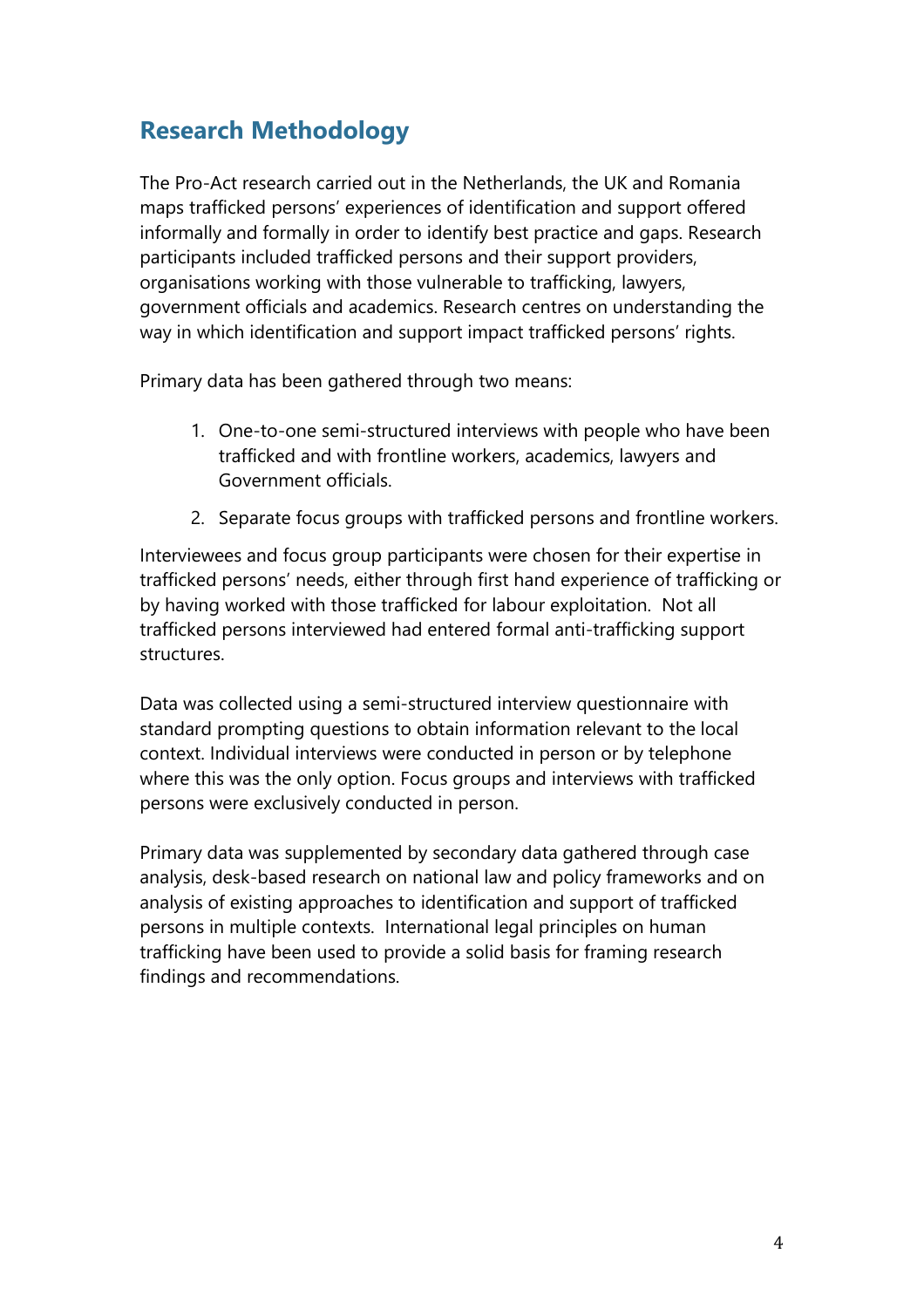## Research Methodology

The Pro-Act research carried out in the Netherlands, the UK and Romania maps trafficked persons' experiences of identification and support offered informally and formally in order to identify best practice and gaps. Research participants included trafficked persons and their support providers, organisations working with those vulnerable to trafficking, lawyers, government officials and academics. Research centres on understanding the way in which identification and support impact trafficked persons' rights.

Primary data has been gathered through two means:

1. One-to-one semi-structured interviews with people who have been trafficked and with frontline workers, academics, lawyers and Government officials.
2. Separate focus groups with trafficked persons and frontline workers.

Interviewees and focus group participants were chosen for their expertise in trafficked persons' needs, either through first hand experience of trafficking or by having worked with those trafficked for labour exploitation. Not all trafficked persons interviewed had entered formal anti-trafficking support structures.

Data was collected using a semi-structured interview questionnaire with standard prompting questions to obtain information relevant to the local context. Individual interviews were conducted in person or by telephone where this was the only option. Focus groups and interviews with trafficked persons were exclusively conducted in person.

Primary data was supplemented by secondary data gathered through case analysis, desk-based research on national law and policy frameworks and on analysis of existing approaches to identification and support of trafficked persons in multiple contexts. International legal principles on human trafficking have been used to provide a solid basis for framing research findings and recommendations.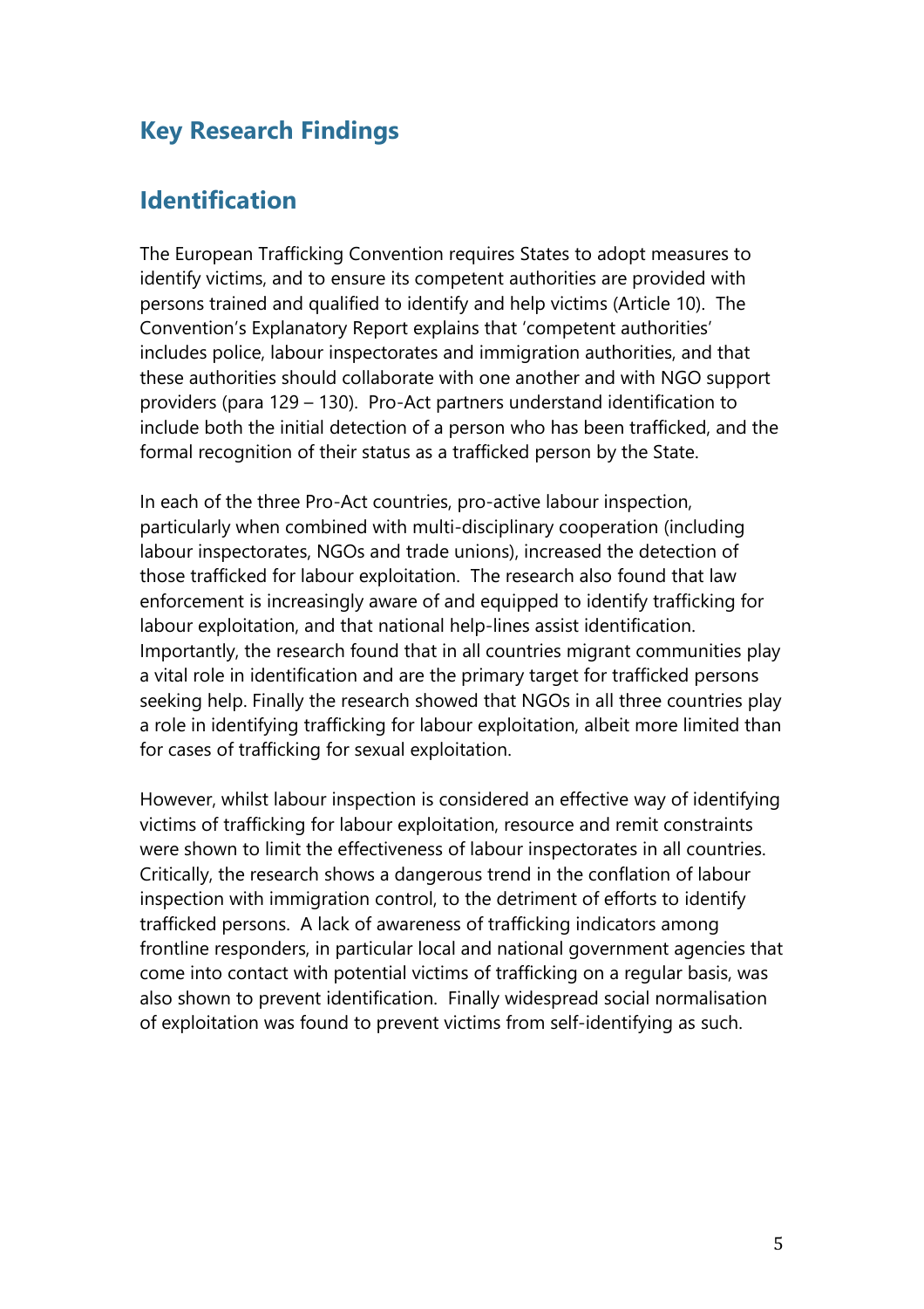## Key Research Findings

## Identification

The European Trafficking Convention requires States to adopt measures to identify victims, and to ensure its competent authorities are provided with persons trained and qualified to identify and help victims (Article 10). The Convention's Explanatory Report explains that 'competent authorities' includes police, labour inspectorates and immigration authorities, and that these authorities should collaborate with one another and with NGO support providers (para 129 – 130). Pro-Act partners understand identification to include both the initial detection of a person who has been trafficked, and the formal recognition of their status as a trafficked person by the State.

In each of the three Pro-Act countries, pro-active labour inspection, particularly when combined with multi-disciplinary cooperation (including labour inspectorates, NGOs and trade unions), increased the detection of those trafficked for labour exploitation. The research also found that law enforcement is increasingly aware of and equipped to identify trafficking for labour exploitation, and that national help-lines assist identification. Importantly, the research found that in all countries migrant communities play a vital role in identification and are the primary target for trafficked persons seeking help. Finally the research showed that NGOs in all three countries play a role in identifying trafficking for labour exploitation, albeit more limited than for cases of trafficking for sexual exploitation.

However, whilst labour inspection is considered an effective way of identifying victims of trafficking for labour exploitation, resource and remit constraints were shown to limit the effectiveness of labour inspectorates in all countries. Critically, the research shows a dangerous trend in the conflation of labour inspection with immigration control, to the detriment of efforts to identify trafficked persons. A lack of awareness of trafficking indicators among frontline responders, in particular local and national government agencies that come into contact with potential victims of trafficking on a regular basis, was also shown to prevent identification. Finally widespread social normalisation of exploitation was found to prevent victims from self-identifying as such.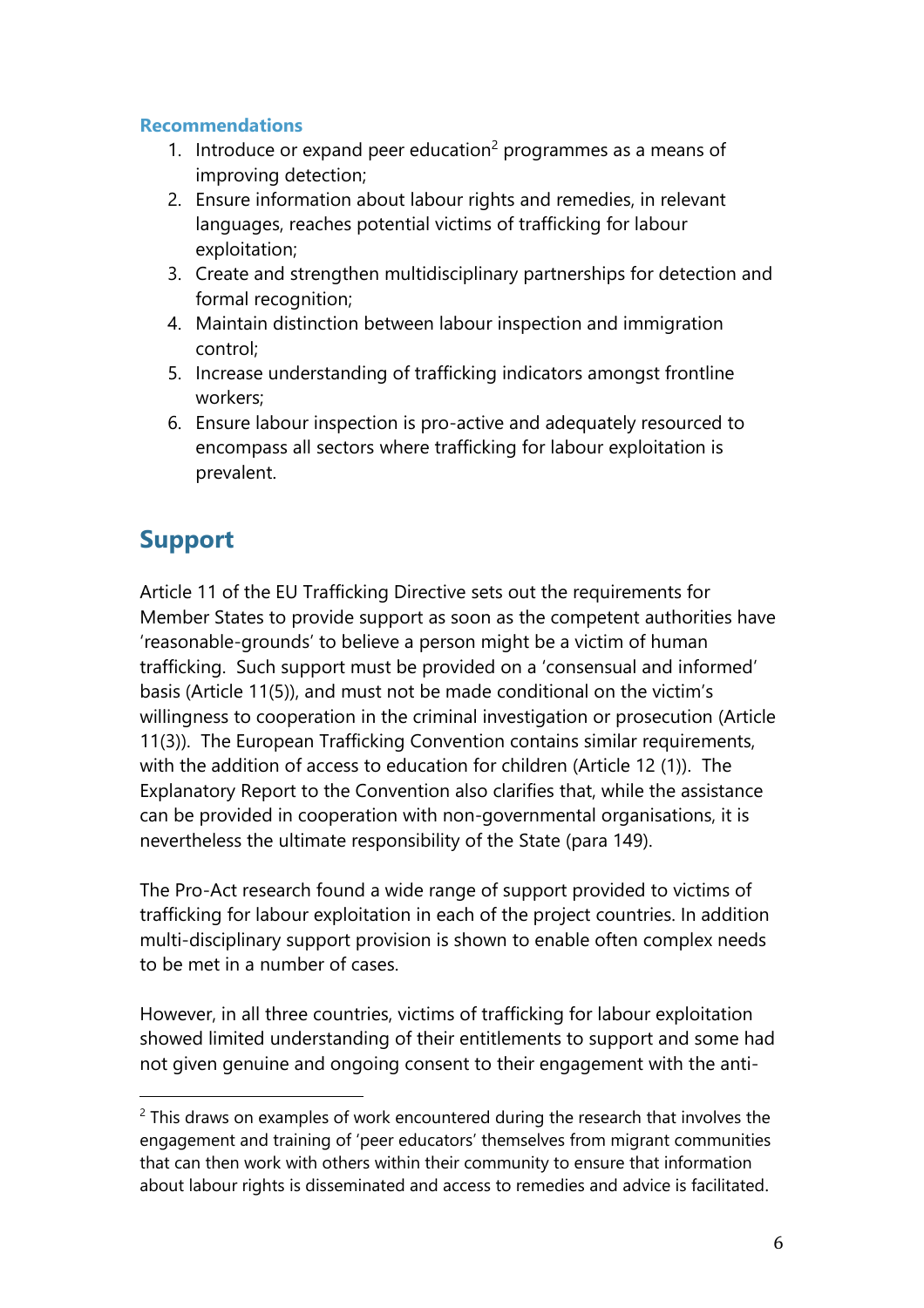**Recommendations**

1. Introduce or expand peer education[2] programmes as a means of improving detection;
2. Ensure information about labour rights and remedies, in relevant languages, reaches potential victims of trafficking for labour exploitation;
3. Create and strengthen multidisciplinary partnerships for detection and formal recognition;
4. Maintain distinction between labour inspection and immigration control;
5. Increase understanding of trafficking indicators amongst frontline workers;
6. Ensure labour inspection is pro-active and adequately resourced to encompass all sectors where trafficking for labour exploitation is prevalent.

## Support

Article 11 of the EU Trafficking Directive sets out the requirements for Member States to provide support as soon as the competent authorities have 'reasonable-grounds' to believe a person might be a victim of human trafficking. Such support must be provided on a 'consensual and informed' basis (Article 11(5)), and must not be made conditional on the victim's willingness to cooperation in the criminal investigation or prosecution (Article 11(3)). The European Trafficking Convention contains similar requirements, with the addition of access to education for children (Article 12 (1)). The Explanatory Report to the Convention also clarifies that, while the assistance can be provided in cooperation with non-governmental organisations, it is nevertheless the ultimate responsibility of the State (para 149).

The Pro-Act research found a wide range of support provided to victims of trafficking for labour exploitation in each of the project countries. In addition multi-disciplinary support provision is shown to enable often complex needs to be met in a number of cases.

However, in all three countries, victims of trafficking for labour exploitation showed limited understanding of their entitlements to support and some had not given genuine and ongoing consent to their engagement with the anti-

[2] This draws on examples of work encountered during the research that involves the engagement and training of 'peer educators' themselves from migrant communities that can then work with others within their community to ensure that information about labour rights is disseminated and access to remedies and advice is facilitated.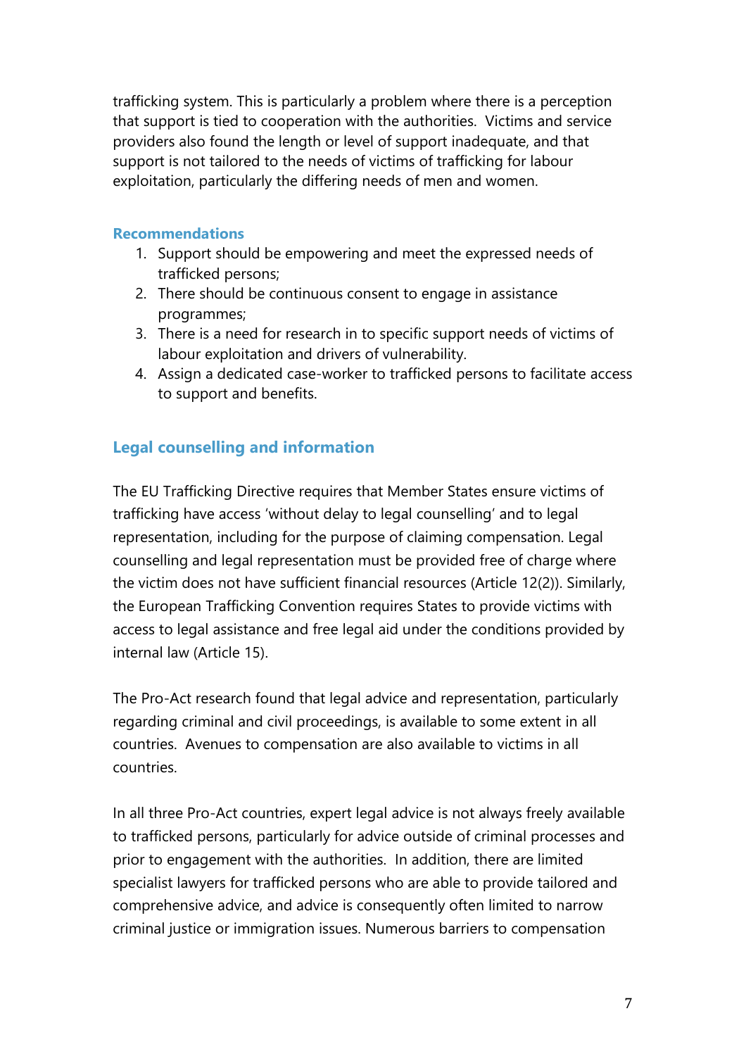trafficking system. This is particularly a problem where there is a perception that support is tied to cooperation with the authorities. Victims and service providers also found the length or level of support inadequate, and that support is not tailored to the needs of victims of trafficking for labour exploitation, particularly the differing needs of men and women.

### Recommendations

1. Support should be empowering and meet the expressed needs of trafficked persons;
2. There should be continuous consent to engage in assistance programmes;
3. There is a need for research in to specific support needs of victims of labour exploitation and drivers of vulnerability.
4. Assign a dedicated case-worker to trafficked persons to facilitate access to support and benefits.

## Legal counselling and information

The EU Trafficking Directive requires that Member States ensure victims of trafficking have access 'without delay to legal counselling' and to legal representation, including for the purpose of claiming compensation. Legal counselling and legal representation must be provided free of charge where the victim does not have sufficient financial resources (Article 12(2)). Similarly, the European Trafficking Convention requires States to provide victims with access to legal assistance and free legal aid under the conditions provided by internal law (Article 15).

The Pro-Act research found that legal advice and representation, particularly regarding criminal and civil proceedings, is available to some extent in all countries. Avenues to compensation are also available to victims in all countries.

In all three Pro-Act countries, expert legal advice is not always freely available to trafficked persons, particularly for advice outside of criminal processes and prior to engagement with the authorities. In addition, there are limited specialist lawyers for trafficked persons who are able to provide tailored and comprehensive advice, and advice is consequently often limited to narrow criminal justice or immigration issues. Numerous barriers to compensation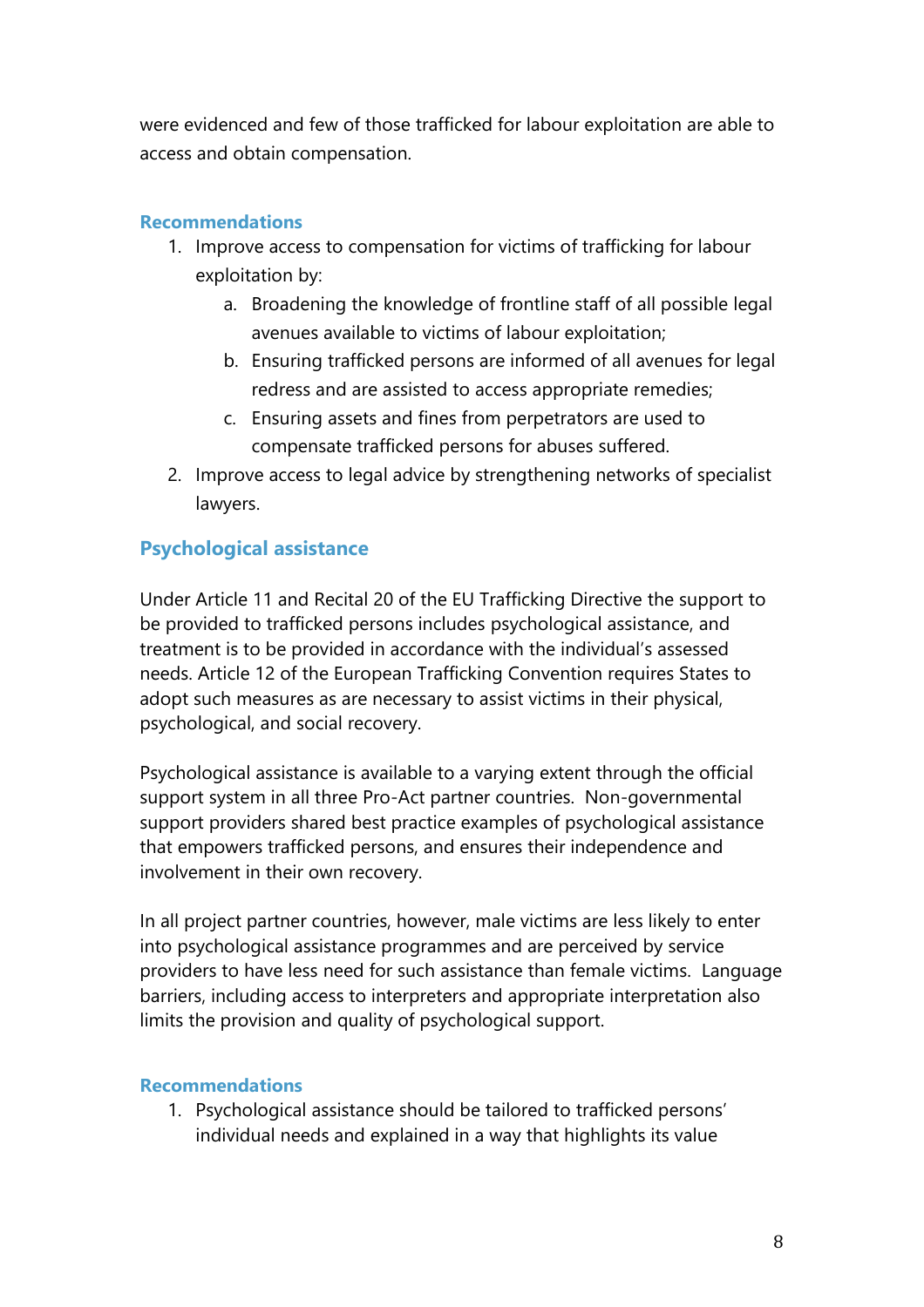were evidenced and few of those trafficked for labour exploitation are able to access and obtain compensation.

### Recommendations

1. Improve access to compensation for victims of trafficking for labour exploitation by:
    a. Broadening the knowledge of frontline staff of all possible legal avenues available to victims of labour exploitation;
    b. Ensuring trafficked persons are informed of all avenues for legal redress and are assisted to access appropriate remedies;
    c. Ensuring assets and fines from perpetrators are used to compensate trafficked persons for abuses suffered.
2. Improve access to legal advice by strengthening networks of specialist lawyers.

## Psychological assistance

Under Article 11 and Recital 20 of the EU Trafficking Directive the support to be provided to trafficked persons includes psychological assistance, and treatment is to be provided in accordance with the individual's assessed needs. Article 12 of the European Trafficking Convention requires States to adopt such measures as are necessary to assist victims in their physical, psychological, and social recovery.

Psychological assistance is available to a varying extent through the official support system in all three Pro-Act partner countries. Non-governmental support providers shared best practice examples of psychological assistance that empowers trafficked persons, and ensures their independence and involvement in their own recovery.

In all project partner countries, however, male victims are less likely to enter into psychological assistance programmes and are perceived by service providers to have less need for such assistance than female victims. Language barriers, including access to interpreters and appropriate interpretation also limits the provision and quality of psychological support.

### Recommendations

1. Psychological assistance should be tailored to trafficked persons' individual needs and explained in a way that highlights its value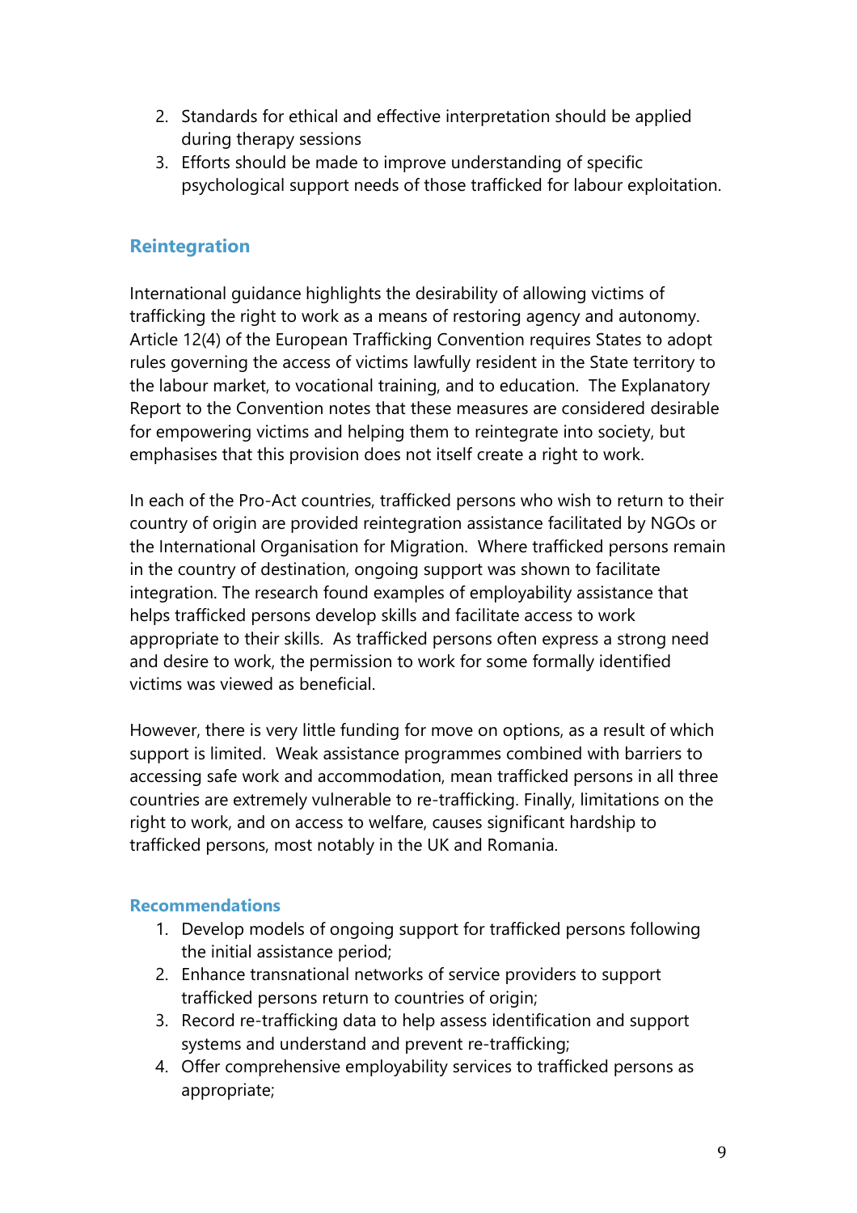2. Standards for ethical and effective interpretation should be applied during therapy sessions
3. Efforts should be made to improve understanding of specific psychological support needs of those trafficked for labour exploitation.

## Reintegration

International guidance highlights the desirability of allowing victims of trafficking the right to work as a means of restoring agency and autonomy. Article 12(4) of the European Trafficking Convention requires States to adopt rules governing the access of victims lawfully resident in the State territory to the labour market, to vocational training, and to education. The Explanatory Report to the Convention notes that these measures are considered desirable for empowering victims and helping them to reintegrate into society, but emphasises that this provision does not itself create a right to work.

In each of the Pro-Act countries, trafficked persons who wish to return to their country of origin are provided reintegration assistance facilitated by NGOs or the International Organisation for Migration. Where trafficked persons remain in the country of destination, ongoing support was shown to facilitate integration. The research found examples of employability assistance that helps trafficked persons develop skills and facilitate access to work appropriate to their skills. As trafficked persons often express a strong need and desire to work, the permission to work for some formally identified victims was viewed as beneficial.

However, there is very little funding for move on options, as a result of which support is limited. Weak assistance programmes combined with barriers to accessing safe work and accommodation, mean trafficked persons in all three countries are extremely vulnerable to re-trafficking. Finally, limitations on the right to work, and on access to welfare, causes significant hardship to trafficked persons, most notably in the UK and Romania.

### Recommendations

1. Develop models of ongoing support for trafficked persons following the initial assistance period;
2. Enhance transnational networks of service providers to support trafficked persons return to countries of origin;
3. Record re-trafficking data to help assess identification and support systems and understand and prevent re-trafficking;
4. Offer comprehensive employability services to trafficked persons as appropriate;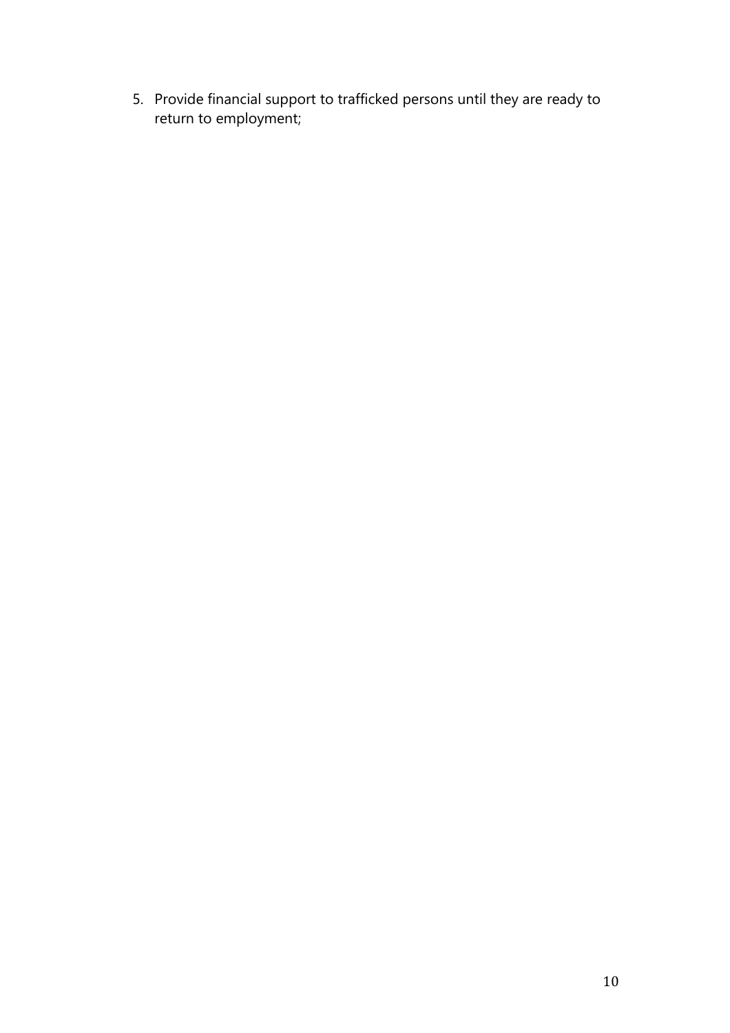5. Provide financial support to trafficked persons until they are ready to return to employment;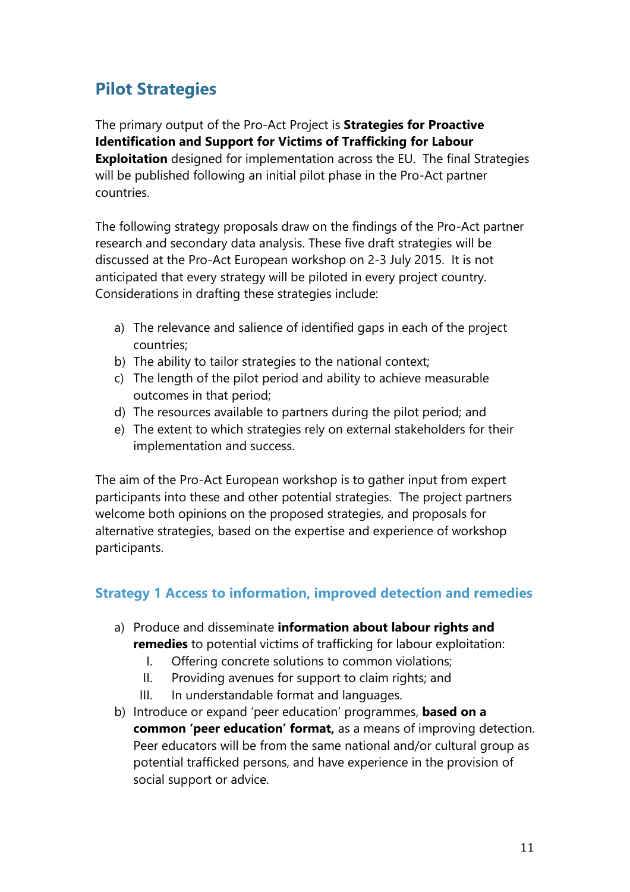## Pilot Strategies

The primary output of the Pro-Act Project is **Strategies for Proactive Identification and Support for Victims of Trafficking for Labour Exploitation** designed for implementation across the EU. The final Strategies will be published following an initial pilot phase in the Pro-Act partner countries.

The following strategy proposals draw on the findings of the Pro-Act partner research and secondary data analysis. These five draft strategies will be discussed at the Pro-Act European workshop on 2-3 July 2015. It is not anticipated that every strategy will be piloted in every project country. Considerations in drafting these strategies include:

a) The relevance and salience of identified gaps in each of the project countries;
b) The ability to tailor strategies to the national context;
c) The length of the pilot period and ability to achieve measurable outcomes in that period;
d) The resources available to partners during the pilot period; and
e) The extent to which strategies rely on external stakeholders for their implementation and success.

The aim of the Pro-Act European workshop is to gather input from expert participants into these and other potential strategies. The project partners welcome both opinions on the proposed strategies, and proposals for alternative strategies, based on the expertise and experience of workshop participants.

### Strategy 1 Access to information, improved detection and remedies

a) Produce and disseminate **information about labour rights and remedies** to potential victims of trafficking for labour exploitation:
    I. Offering concrete solutions to common violations;
    II. Providing avenues for support to claim rights; and
    III. In understandable format and languages.
b) Introduce or expand 'peer education' programmes, **based on a common 'peer education' format,** as a means of improving detection. Peer educators will be from the same national and/or cultural group as potential trafficked persons, and have experience in the provision of social support or advice.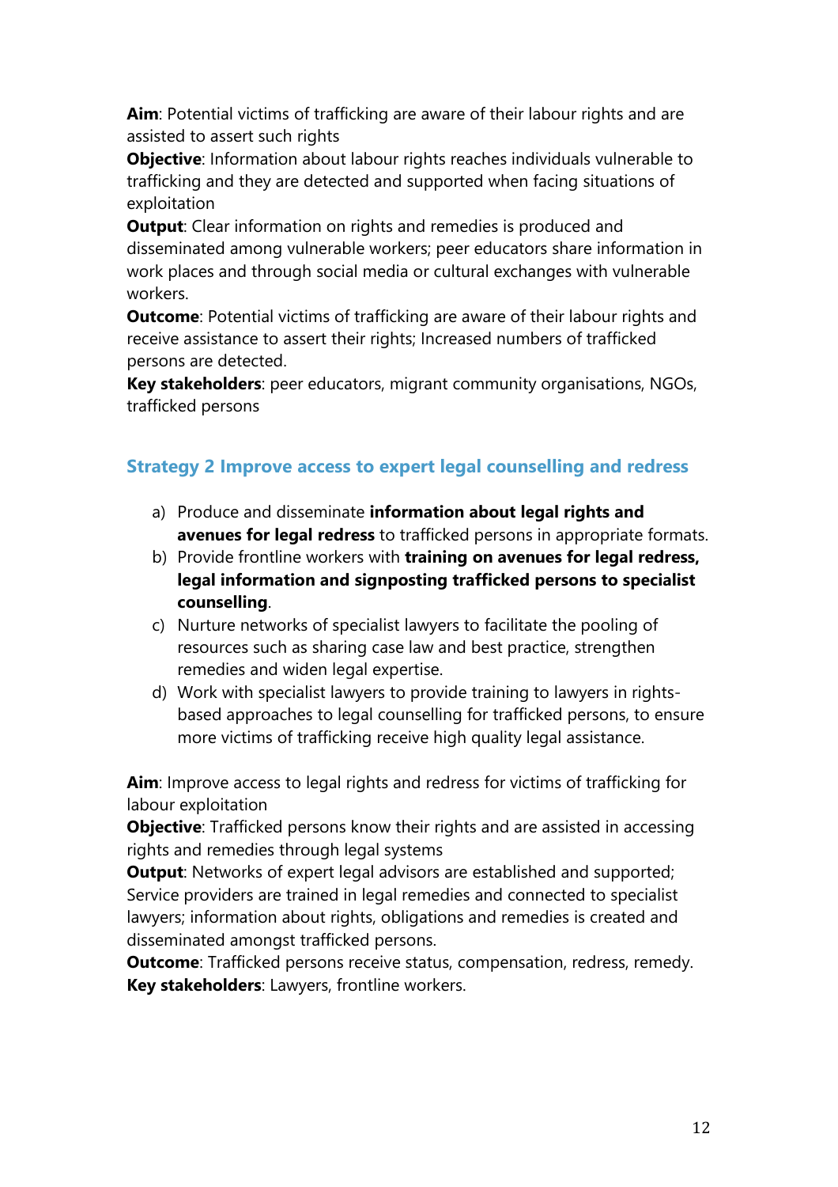**Aim**: Potential victims of trafficking are aware of their labour rights and are assisted to assert such rights

**Objective**: Information about labour rights reaches individuals vulnerable to trafficking and they are detected and supported when facing situations of exploitation

**Output**: Clear information on rights and remedies is produced and disseminated among vulnerable workers; peer educators share information in work places and through social media or cultural exchanges with vulnerable workers.

**Outcome**: Potential victims of trafficking are aware of their labour rights and receive assistance to assert their rights; Increased numbers of trafficked persons are detected.

**Key stakeholders**: peer educators, migrant community organisations, NGOs, trafficked persons

### Strategy 2 Improve access to expert legal counselling and redress

a) Produce and disseminate **information about legal rights and avenues for legal redress** to trafficked persons in appropriate formats.
b) Provide frontline workers with **training on avenues for legal redress, legal information and signposting trafficked persons to specialist counselling**.
c) Nurture networks of specialist lawyers to facilitate the pooling of resources such as sharing case law and best practice, strengthen remedies and widen legal expertise.
d) Work with specialist lawyers to provide training to lawyers in rights-based approaches to legal counselling for trafficked persons, to ensure more victims of trafficking receive high quality legal assistance.

**Aim**: Improve access to legal rights and redress for victims of trafficking for labour exploitation

**Objective**: Trafficked persons know their rights and are assisted in accessing rights and remedies through legal systems

**Output**: Networks of expert legal advisors are established and supported; Service providers are trained in legal remedies and connected to specialist lawyers; information about rights, obligations and remedies is created and disseminated amongst trafficked persons.

**Outcome**: Trafficked persons receive status, compensation, redress, remedy.

**Key stakeholders**: Lawyers, frontline workers.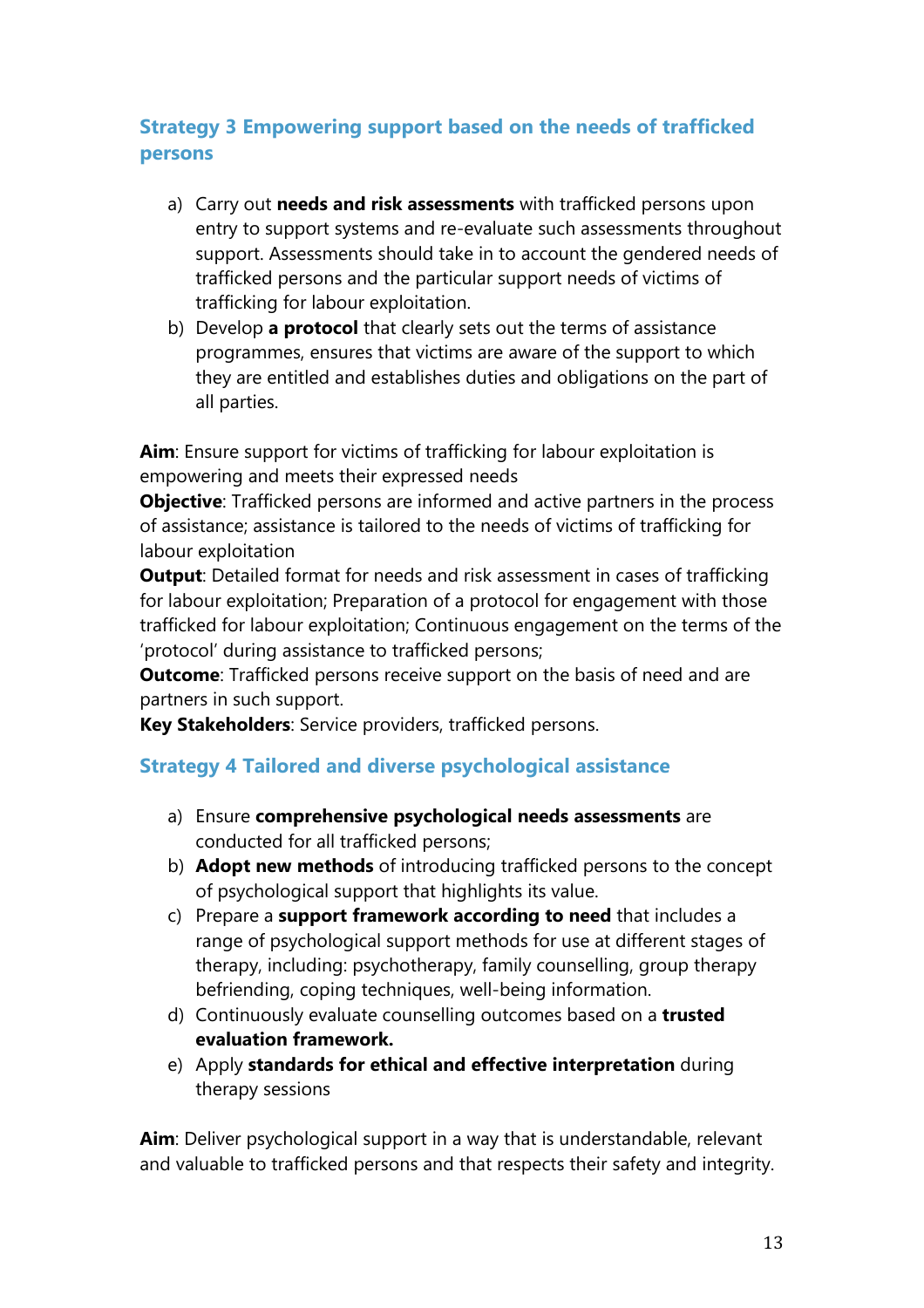### Strategy 3 Empowering support based on the needs of trafficked persons

a) Carry out **needs and risk assessments** with trafficked persons upon entry to support systems and re-evaluate such assessments throughout support. Assessments should take in to account the gendered needs of trafficked persons and the particular support needs of victims of trafficking for labour exploitation.

b) Develop **a protocol** that clearly sets out the terms of assistance programmes, ensures that victims are aware of the support to which they are entitled and establishes duties and obligations on the part of all parties.

**Aim**: Ensure support for victims of trafficking for labour exploitation is empowering and meets their expressed needs
**Objective**: Trafficked persons are informed and active partners in the process of assistance; assistance is tailored to the needs of victims of trafficking for labour exploitation
**Output**: Detailed format for needs and risk assessment in cases of trafficking for labour exploitation; Preparation of a protocol for engagement with those trafficked for labour exploitation; Continuous engagement on the terms of the 'protocol' during assistance to trafficked persons;
**Outcome**: Trafficked persons receive support on the basis of need and are partners in such support.
**Key Stakeholders**: Service providers, trafficked persons.

### Strategy 4 Tailored and diverse psychological assistance

a) Ensure **comprehensive psychological needs assessments** are conducted for all trafficked persons;

b) **Adopt new methods** of introducing trafficked persons to the concept of psychological support that highlights its value.

c) Prepare a **support framework according to need** that includes a range of psychological support methods for use at different stages of therapy, including: psychotherapy, family counselling, group therapy befriending, coping techniques, well-being information.

d) Continuously evaluate counselling outcomes based on a **trusted evaluation framework.**

e) Apply **standards for ethical and effective interpretation** during therapy sessions

**Aim**: Deliver psychological support in a way that is understandable, relevant and valuable to trafficked persons and that respects their safety and integrity.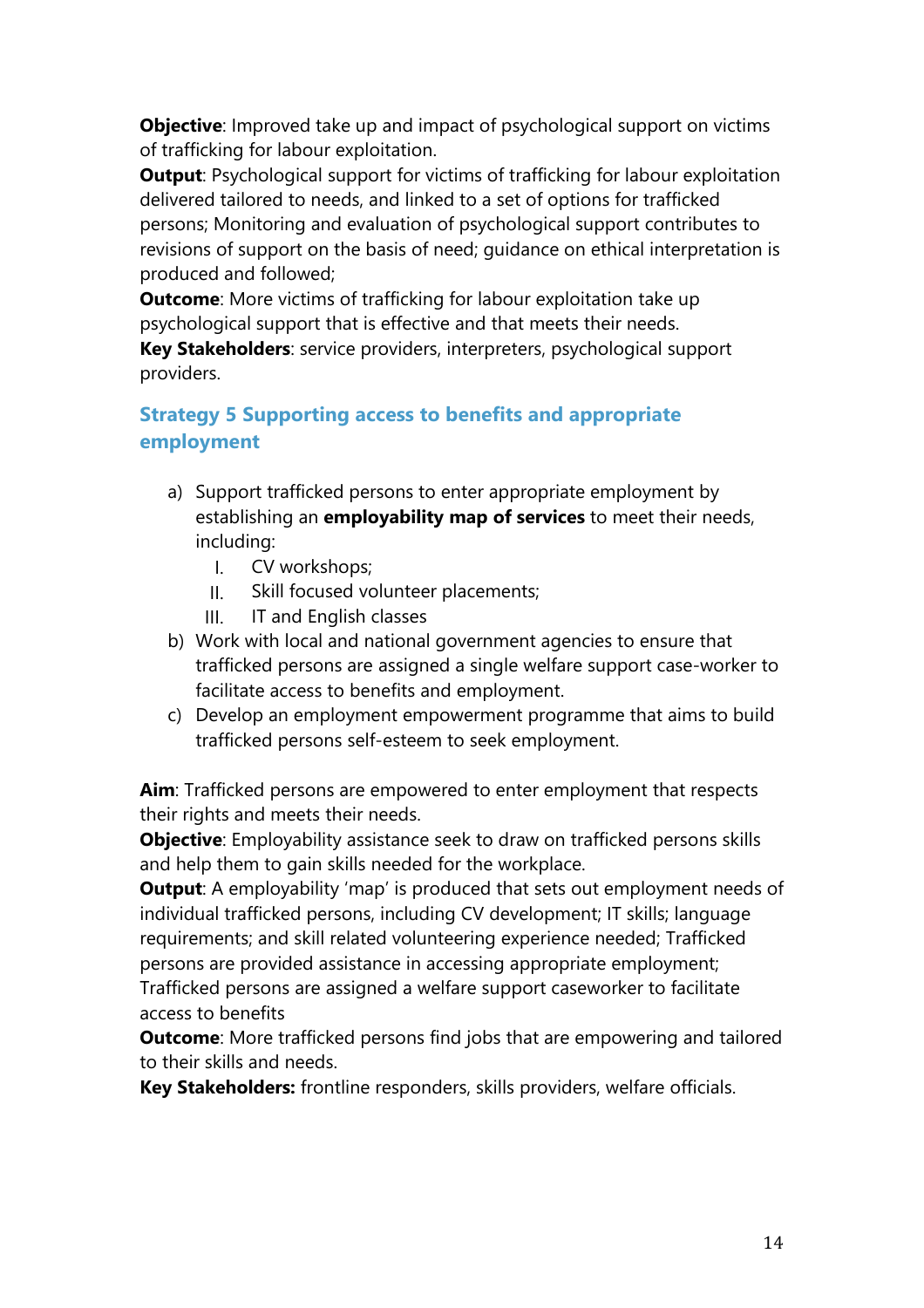**Objective**: Improved take up and impact of psychological support on victims of trafficking for labour exploitation.
**Output**: Psychological support for victims of trafficking for labour exploitation delivered tailored to needs, and linked to a set of options for trafficked persons; Monitoring and evaluation of psychological support contributes to revisions of support on the basis of need; guidance on ethical interpretation is produced and followed;
**Outcome**: More victims of trafficking for labour exploitation take up psychological support that is effective and that meets their needs.
**Key Stakeholders**: service providers, interpreters, psychological support providers.

### Strategy 5 Supporting access to benefits and appropriate employment

a) Support trafficked persons to enter appropriate employment by establishing an **employability map of services** to meet their needs, including:
   I. CV workshops;
   II. Skill focused volunteer placements;
   III. IT and English classes
b) Work with local and national government agencies to ensure that trafficked persons are assigned a single welfare support case-worker to facilitate access to benefits and employment.
c) Develop an employment empowerment programme that aims to build trafficked persons self-esteem to seek employment.

**Aim**: Trafficked persons are empowered to enter employment that respects their rights and meets their needs.
**Objective**: Employability assistance seek to draw on trafficked persons skills and help them to gain skills needed for the workplace.
**Output**: A employability 'map' is produced that sets out employment needs of individual trafficked persons, including CV development; IT skills; language requirements; and skill related volunteering experience needed; Trafficked persons are provided assistance in accessing appropriate employment; Trafficked persons are assigned a welfare support caseworker to facilitate access to benefits
**Outcome**: More trafficked persons find jobs that are empowering and tailored to their skills and needs.
**Key Stakeholders:** frontline responders, skills providers, welfare officials.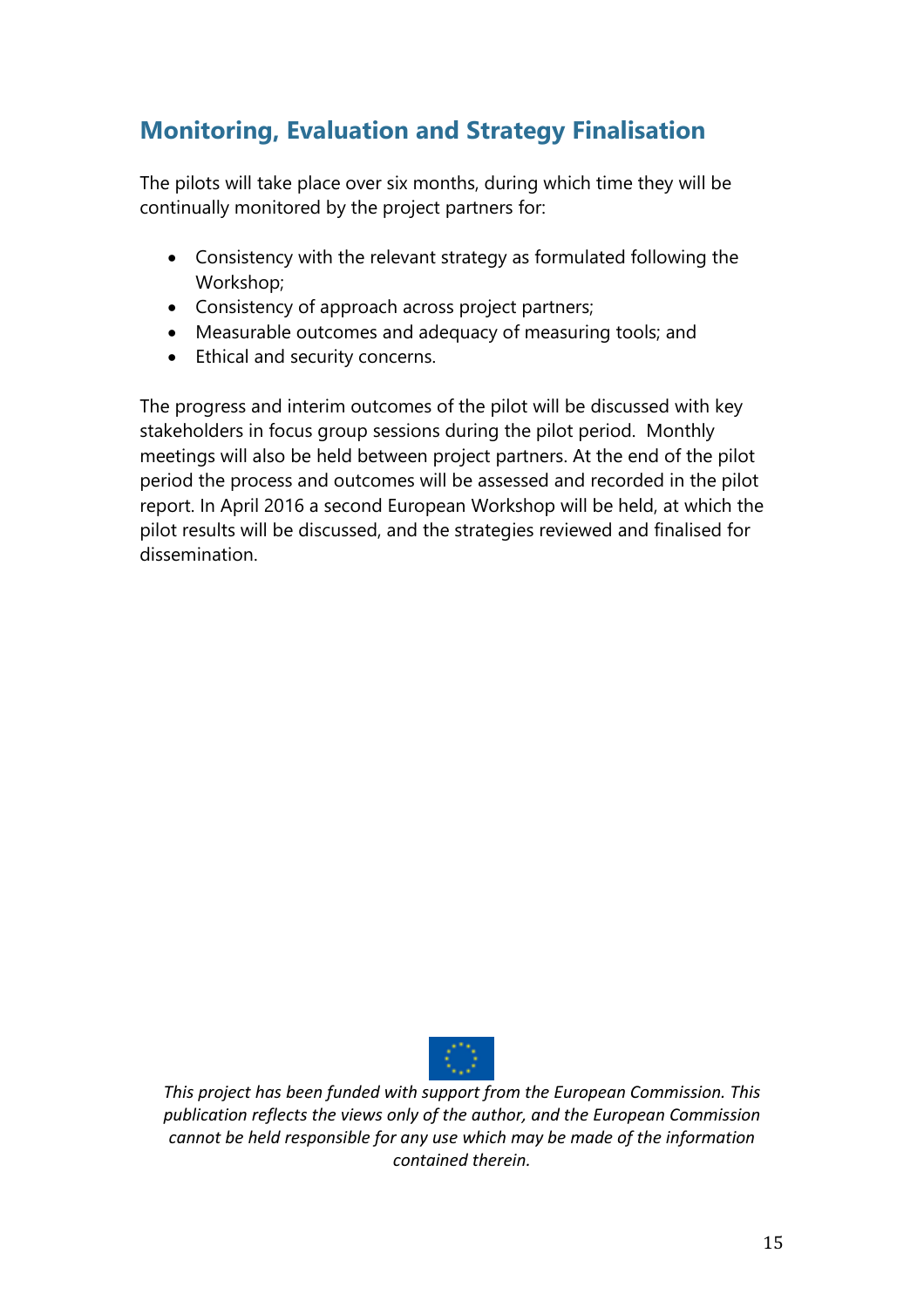## Monitoring, Evaluation and Strategy Finalisation

The pilots will take place over six months, during which time they will be continually monitored by the project partners for:

- Consistency with the relevant strategy as formulated following the Workshop;
- Consistency of approach across project partners;
- Measurable outcomes and adequacy of measuring tools; and
- Ethical and security concerns.

The progress and interim outcomes of the pilot will be discussed with key stakeholders in focus group sessions during the pilot period. Monthly meetings will also be held between project partners. At the end of the pilot period the process and outcomes will be assessed and recorded in the pilot report. In April 2016 a second European Workshop will be held, at which the pilot results will be discussed, and the strategies reviewed and finalised for dissemination.

*This project has been funded with support from the European Commission. This publication reflects the views only of the author, and the European Commission cannot be held responsible for any use which may be made of the information contained therein.*